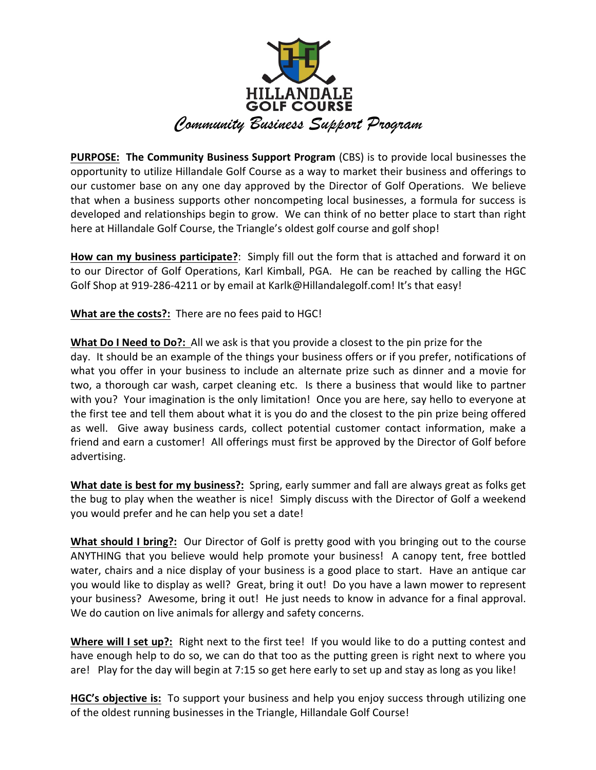# HILLANDALE GOLF COURSE

## *Community Business Support Program*

**<u>PURPOSE:</u> The Community Business Support Program** (CBS) is to provide local businesses the opportunity to utilize Hillandale Golf Course as a way to market their business and offerings to our customer base on any one day approved by the Director of Golf Operations. We believe that when a business supports other noncompeting local businesses, a formula for success is developed and relationships begin to grow. We can think of no better place to start than right here at Hillandale Golf Course, the Triangle's oldest golf course and golf shop!

**<u>How can my business participate?</u>**: Simply fill out the form that is attached and forward it on to our Director of Golf Operations, Karl Kimball, PGA. He can be reached by calling the HGC Golf Shop at 919-286-4211 or by email at Karlk@Hillandalegolf.com! It's that easy!

**<u>What are the costs?:</u>** There are no fees paid to HGC!

**<u>What Do I Need to Do?:</u>** All we ask is that you provide a closest to the pin prize for the day. It should be an example of the things your business offers or if you prefer, notifications of what you offer in your business to include an alternate prize such as dinner and a movie for two, a thorough car wash, carpet cleaning etc. Is there a business that would like to partner with you? Your imagination is the only limitation! Once you are here, say hello to everyone at the first tee and tell them about what it is you do and the closest to the pin prize being offered as well. Give away business cards, collect potential customer contact information, make a friend and earn a customer! All offerings must first be approved by the Director of Golf before advertising.

**<u>What date is best for my business?:</u>** Spring, early summer and fall are always great as folks get the bug to play when the weather is nice! Simply discuss with the Director of Golf a weekend you would prefer and he can help you set a date!

**<u>What should I bring?:</u>** Our Director of Golf is pretty good with you bringing out to the course ANYTHING that you believe would help promote your business! A canopy tent, free bottled water, chairs and a nice display of your business is a good place to start. Have an antique car you would like to display as well? Great, bring it out! Do you have a lawn mower to represent your business? Awesome, bring it out! He just needs to know in advance for a final approval. We do caution on live animals for allergy and safety concerns.

**<u>Where will I set up?:</u>** Right next to the first tee! If you would like to do a putting contest and have enough help to do so, we can do that too as the putting green is right next to where you are! Play for the day will begin at 7:15 so get here early to set up and stay as long as you like!

**<u>HGC's objective is:</u>** To support your business and help you enjoy success through utilizing one of the oldest running businesses in the Triangle, Hillandale Golf Course!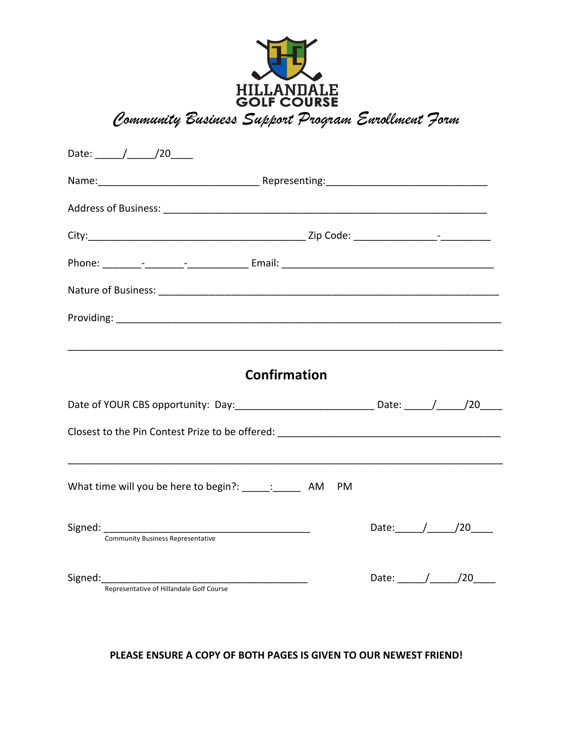HILLANDALE
GOLF COURSE

# *Community Business Support Program Enrollment Form*

Date: _____/_____/20____

Name:_____________________________ Representing:_____________________________

Address of Business: ___________________________________________________________

City:_______________________________________ Zip Code: ______________-_________

Phone: _______-_______-__________ Email: ______________________________________

Nature of Business: _____________________________________________________________

Providing: _____________________________________________________________________

________________________________________________________________________________

## Confirmation

Date of YOUR CBS opportunity: Day:_________________________ Date: _____/_____/20____

Closest to the Pin Contest Prize to be offered: ________________________________________

________________________________________________________________________________

What time will you be here to begin?: _____:_____ AM PM

Signed: _____________________________________ Date:_____/_____/20____
Community Business Representative

Signed:_____________________________________ Date: _____/_____/20____
Representative of Hillandale Golf Course

**PLEASE ENSURE A COPY OF BOTH PAGES IS GIVEN TO OUR NEWEST FRIEND!**